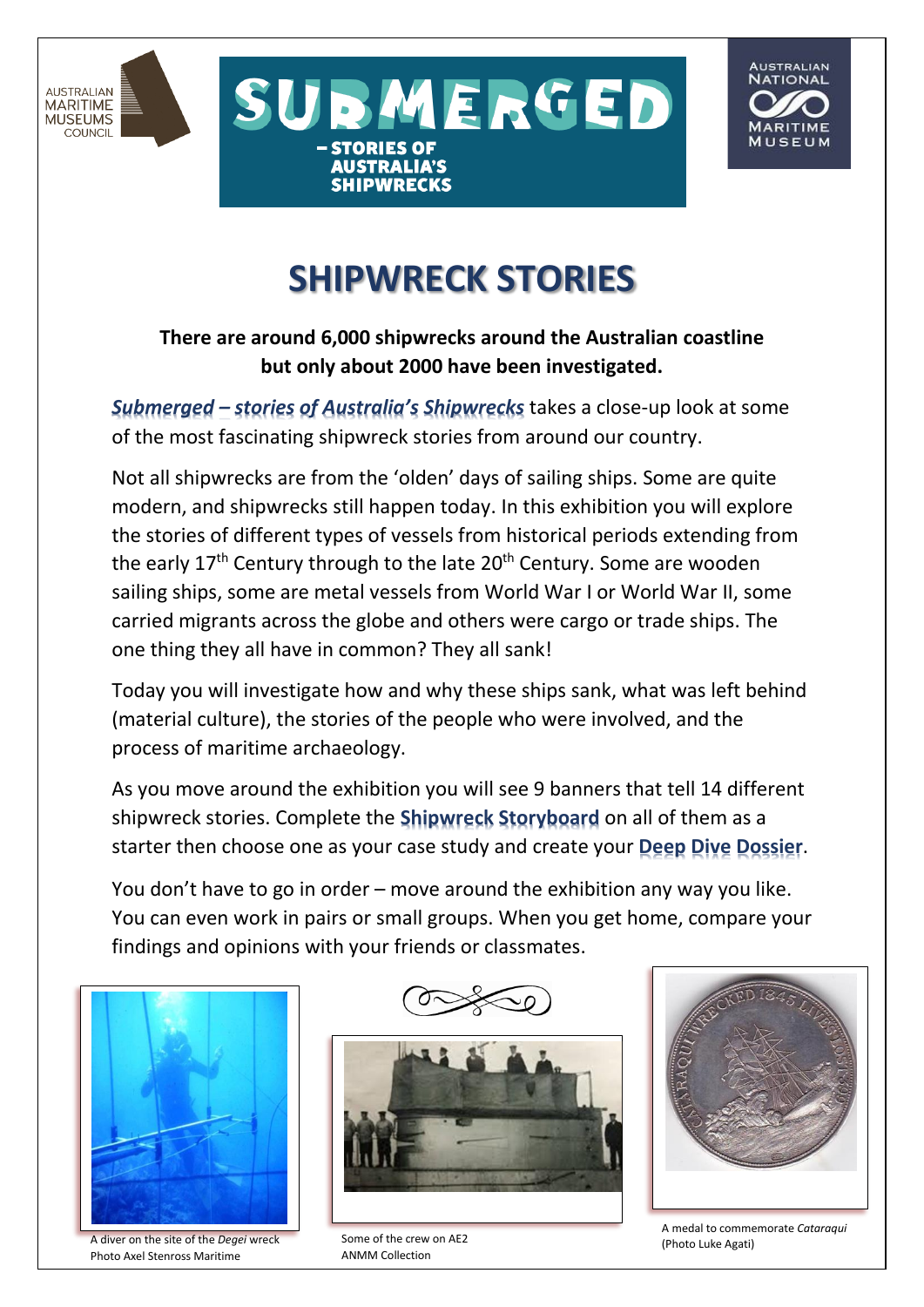# SHIPWRECK STORIES

**There are around 6,000 shipwrecks around the Australian coastline but only about 2000 have been investigated.**

***Submerged – stories of Australia's Shipwrecks*** takes a close-up look at some of the most fascinating shipwreck stories from around our country.

Not all shipwrecks are from the 'olden' days of sailing ships. Some are quite modern, and shipwrecks still happen today. In this exhibition you will explore the stories of different types of vessels from historical periods extending from the early 17th Century through to the late 20th Century. Some are wooden sailing ships, some are metal vessels from World War I or World War II, some carried migrants across the globe and others were cargo or trade ships. The one thing they all have in common? They all sank!

Today you will investigate how and why these ships sank, what was left behind (material culture), the stories of the people who were involved, and the process of maritime archaeology.

As you move around the exhibition you will see 9 banners that tell 14 different shipwreck stories. Complete the **Shipwreck Storyboard** on all of them as a starter then choose one as your case study and create your **Deep Dive Dossier**.

You don't have to go in order – move around the exhibition any way you like. You can even work in pairs or small groups. When you get home, compare your findings and opinions with your friends or classmates.

A diver on the site of the *Degei* wreck
Photo Axel Stenross Maritime

Some of the crew on AE2
ANMM Collection

A medal to commemorate *Cataraqui*
(Photo Luke Agati)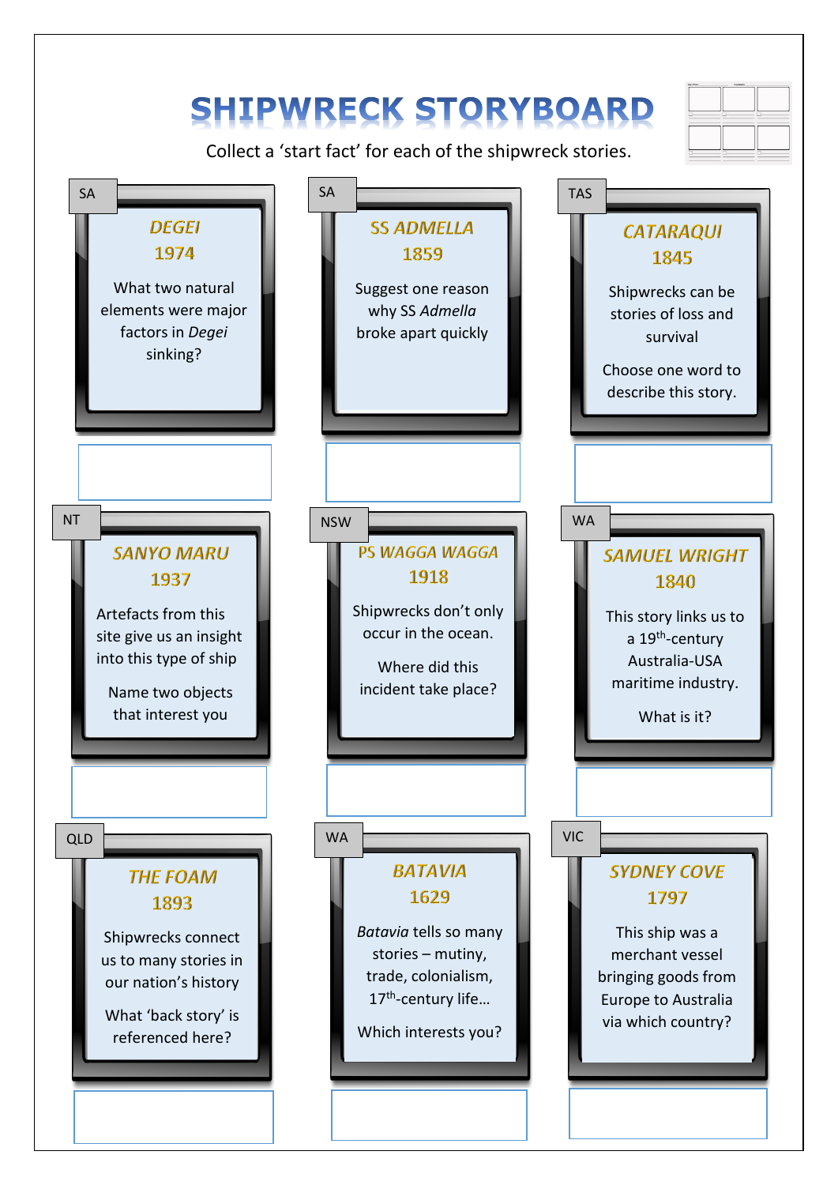# SHIPWRECK STORYBOARD

Collect a 'start fact' for each of the shipwreck stories.

### SA — *DEGEI* 1974

What two natural elements were major factors in *Degei* sinking?

### SA — *SS ADMELLA* 1859

Suggest one reason why SS *Admella* broke apart quickly

### TAS — *CATARAQUI* 1845

Shipwrecks can be stories of loss and survival

Choose one word to describe this story.

### NT — *SANYO MARU* 1937

Artefacts from this site give us an insight into this type of ship

Name two objects that interest you

### NSW — *PS WAGGA WAGGA* 1918

Shipwrecks don't only occur in the ocean.

Where did this incident take place?

### WA — *SAMUEL WRIGHT* 1840

This story links us to a 19th-century Australia-USA maritime industry.

What is it?

### QLD — *THE FOAM* 1893

Shipwrecks connect us to many stories in our nation's history

What 'back story' is referenced here?

### WA — *BATAVIA* 1629

*Batavia* tells so many stories – mutiny, trade, colonialism, 17th-century life…

Which interests you?

### VIC — *SYDNEY COVE* 1797

This ship was a merchant vessel bringing goods from Europe to Australia via which country?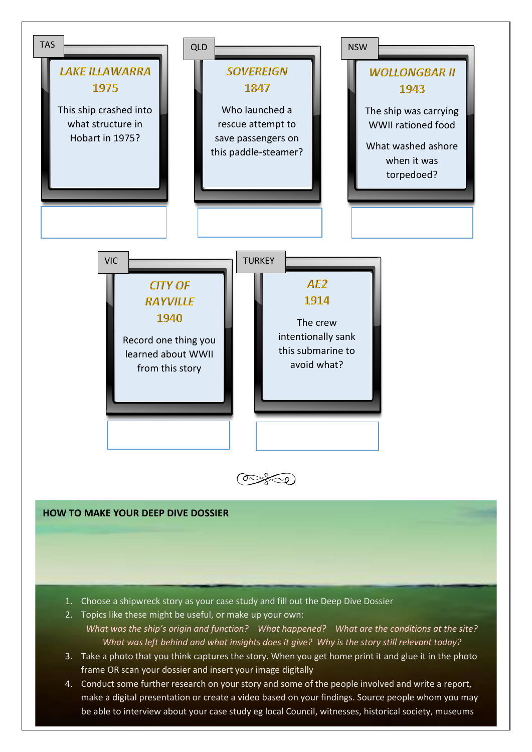**TAS**

**LAKE ILLAWARRA 1975**

This ship crashed into what structure in Hobart in 1975?

**QLD**

**SOVEREIGN 1847**

Who launched a rescue attempt to save passengers on this paddle-steamer?

**NSW**

**WOLLONGBAR II 1943**

The ship was carrying WWII rationed food

What washed ashore when it was torpedoed?

**VIC**

**CITY OF RAYVILLE 1940**

Record one thing you learned about WWII from this story

**TURKEY**

**AE2 1914**

The crew intentionally sank this submarine to avoid what?

## HOW TO MAKE YOUR DEEP DIVE DOSSIER

1. Choose a shipwreck story as your case study and fill out the Deep Dive Dossier
2. Topics like these might be useful, or make up your own:
   *What was the ship's origin and function? What happened? What are the conditions at the site? What was left behind and what insights does it give? Why is the story still relevant today?*
3. Take a photo that you think captures the story. When you get home print it and glue it in the photo frame OR scan your dossier and insert your image digitally
4. Conduct some further research on your story and some of the people involved and write a report, make a digital presentation or create a video based on your findings. Source people whom you may be able to interview about your case study eg local Council, witnesses, historical society, museums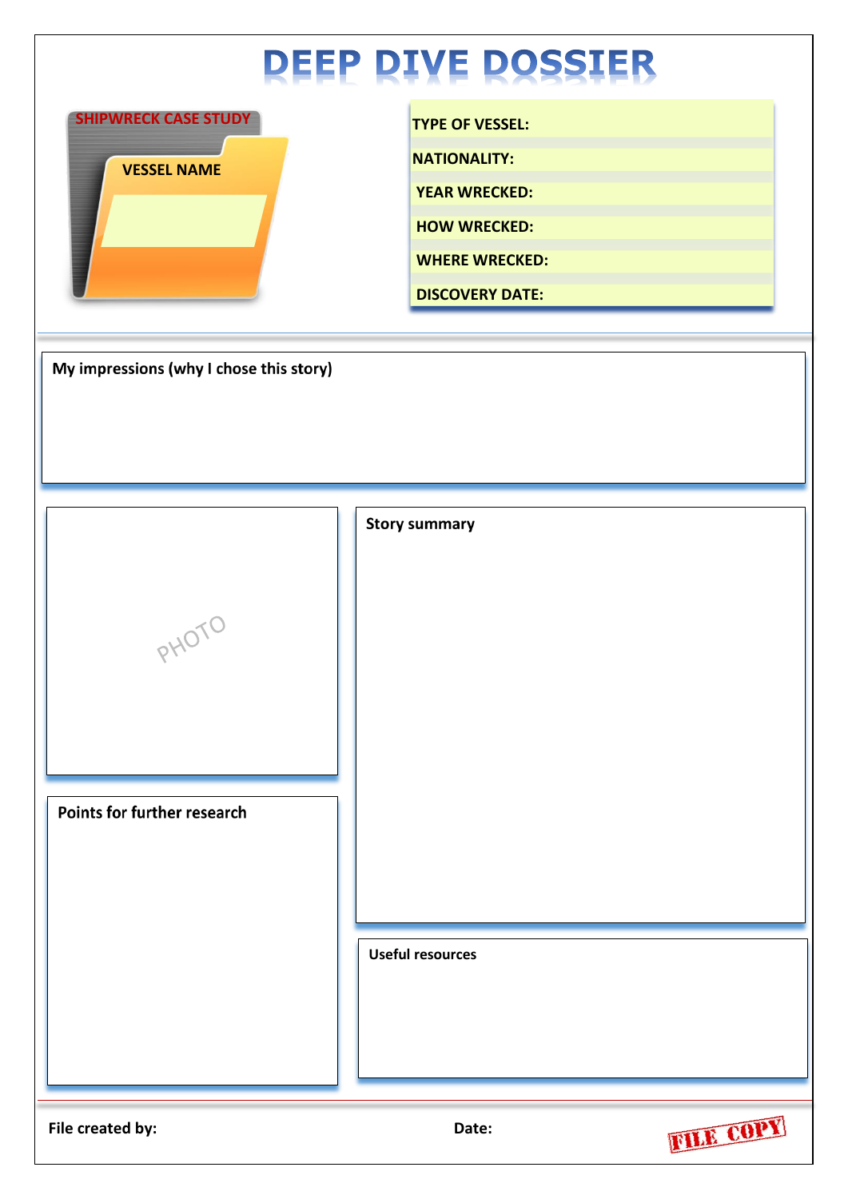# DEEP DIVE DOSSIER

SHIPWRECK CASE STUDY

VESSEL NAME

TYPE OF VESSEL:

NATIONALITY:

YEAR WRECKED:

HOW WRECKED:

WHERE WRECKED:

DISCOVERY DATE:

**My impressions (why I chose this story)**

PHOTO

**Story summary**

**Points for further research**

**Useful resources**

**File created by:**

**Date:**

FILE COPY